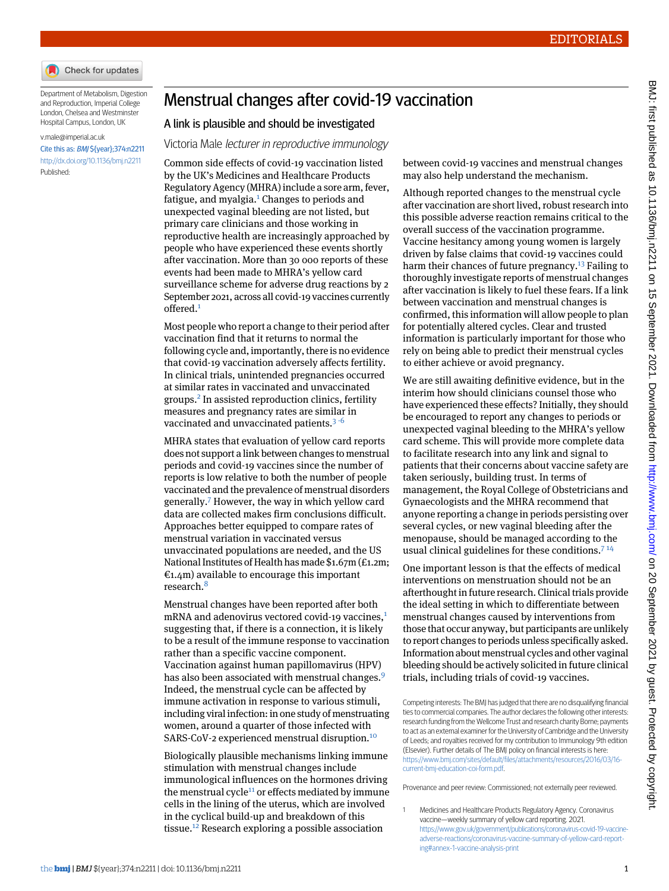# Menstrual changes after covid-19 vaccination

## A link is plausible and should be investigated

Victoria Male *lecturer in reproductive immunology*

Department of Metabolism, Digestion and Reproduction, Imperial College London, Chelsea and Westminster Hospital Campus, London, UK

v.male@imperial.ac.uk

Cite this as: *BMJ* ${year};374:n2211

http://dx.doi.org/10.1136/bmj.n2211

Published:

Common side effects of covid-19 vaccination listed by the UK's Medicines and Healthcare Products Regulatory Agency (MHRA) include a sore arm, fever, fatigue, and myalgia.[1] Changes to periods and unexpected vaginal bleeding are not listed, but primary care clinicians and those working in reproductive health are increasingly approached by people who have experienced these events shortly after vaccination. More than 30 000 reports of these events had been made to MHRA's yellow card surveillance scheme for adverse drug reactions by 2 September 2021, across all covid-19 vaccines currently offered.[1]

Most people who report a change to their period after vaccination find that it returns to normal the following cycle and, importantly, there is no evidence that covid-19 vaccination adversely affects fertility. In clinical trials, unintended pregnancies occurred at similar rates in vaccinated and unvaccinated groups.[2] In assisted reproduction clinics, fertility measures and pregnancy rates are similar in vaccinated and unvaccinated patients.[3-6]

MHRA states that evaluation of yellow card reports does not support a link between changes to menstrual periods and covid-19 vaccines since the number of reports is low relative to both the number of people vaccinated and the prevalence of menstrual disorders generally.[7] However, the way in which yellow card data are collected makes firm conclusions difficult. Approaches better equipped to compare rates of menstrual variation in vaccinated versus unvaccinated populations are needed, and the US National Institutes of Health has made $1.67m (£1.2m; €1.4m) available to encourage this important research.[8]

Menstrual changes have been reported after both mRNA and adenovirus vectored covid-19 vaccines,[1] suggesting that, if there is a connection, it is likely to be a result of the immune response to vaccination rather than a specific vaccine component. Vaccination against human papillomavirus (HPV) has also been associated with menstrual changes.[9] Indeed, the menstrual cycle can be affected by immune activation in response to various stimuli, including viral infection: in one study of menstruating women, around a quarter of those infected with SARS-CoV-2 experienced menstrual disruption.[10]

Biologically plausible mechanisms linking immune stimulation with menstrual changes include immunological influences on the hormones driving the menstrual cycle[11] or effects mediated by immune cells in the lining of the uterus, which are involved in the cyclical build-up and breakdown of this tissue.[12] Research exploring a possible association between covid-19 vaccines and menstrual changes may also help understand the mechanism.

Although reported changes to the menstrual cycle after vaccination are short lived, robust research into this possible adverse reaction remains critical to the overall success of the vaccination programme. Vaccine hesitancy among young women is largely driven by false claims that covid-19 vaccines could harm their chances of future pregnancy.[13] Failing to thoroughly investigate reports of menstrual changes after vaccination is likely to fuel these fears. If a link between vaccination and menstrual changes is confirmed, this information will allow people to plan for potentially altered cycles. Clear and trusted information is particularly important for those who rely on being able to predict their menstrual cycles to either achieve or avoid pregnancy.

We are still awaiting definitive evidence, but in the interim how should clinicians counsel those who have experienced these effects? Initially, they should be encouraged to report any changes to periods or unexpected vaginal bleeding to the MHRA's yellow card scheme. This will provide more complete data to facilitate research into any link and signal to patients that their concerns about vaccine safety are taken seriously, building trust. In terms of management, the Royal College of Obstetricians and Gynaecologists and the MHRA recommend that anyone reporting a change in periods persisting over several cycles, or new vaginal bleeding after the menopause, should be managed according to the usual clinical guidelines for these conditions.[7,14]

One important lesson is that the effects of medical interventions on menstruation should not be an afterthought in future research. Clinical trials provide the ideal setting in which to differentiate between menstrual changes caused by interventions from those that occur anyway, but participants are unlikely to report changes to periods unless specifically asked. Information about menstrual cycles and other vaginal bleeding should be actively solicited in future clinical trials, including trials of covid-19 vaccines.

Competing interests: The BMJ has judged that there are no disqualifying financial ties to commercial companies. The author declares the following other interests: research funding from the Wellcome Trust and research charity Borne; payments to act as an external examiner for the University of Cambridge and the University of Leeds; and royalties received for my contribution to Immunology 9th edition (Elsevier). Further details of The BMJ policy on financial interests is here: https://www.bmj.com/sites/default/files/attachments/resources/2016/03/16-current-bmj-education-coi-form.pdf.

Provenance and peer review: Commissioned; not externally peer reviewed.

1. Medicines and Healthcare Products Regulatory Agency. Coronavirus vaccine—weekly summary of yellow card reporting. 2021. https://www.gov.uk/government/publications/coronavirus-covid-19-vaccine-adverse-reactions/coronavirus-vaccine-summary-of-yellow-card-reporting#annex-1-vaccine-analysis-print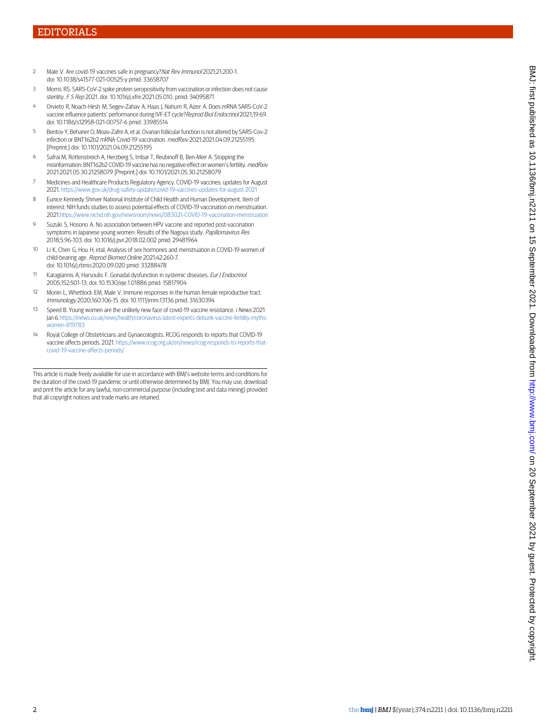2. Male V. Are covid-19 vaccines safe in pregnancy? *Nat Rev Immunol* 2021;21:200-1. doi: 10.1038/s41577-021-00525-y pmid: 33658707
3. Morris RS. SARS-CoV-2 spike protein seropositivity from vaccination or infection does not cause sterility. *F S Rep* 2021. doi: 10.1016/j.xfre.2021.05.010. pmid: 34095871
4. Orvieto R, Noach-Hirsh M, Segev-Zahav A, Haas J, Nahum R, Aizer A. Does mRNA SARS-CoV-2 vaccine influence patients' performance during IVF-ET cycle? *Reprod Biol Endocrinol* 2021;19:69. doi: 10.1186/s12958-021-00757-6 pmid: 33985514
5. Bentov Y, Beharier O, Moav-Zafrir A, et al. Ovarian follicular function is not altered by SARS-Cov-2 infection or BNT162b2 mRNA Covid-19 vaccination. *medRxiv* 2021:2021.04.09.21255195. [Preprint.] doi: 10.1101/2021.04.09.21255195
6. Safrai M, Rottenstreich A, Herzberg S, Imbar T, Reubinoff B, Ben-Meir A. Stopping the misinformation: BNT162b2 COVID-19 vaccine has no negative effect on women's fertility. *medRxiv* 2021:2021.05.30.21258079 [Preprint.] doi: 10.1101/2021.05.30.21258079
7. Medicines and Healthcare Products Regulatory Agency. COVID-19 vaccines: updates for August 2021. https://www.gov.uk/drug-safety-update/covid-19-vaccines-updates-for-august-2021
8. Eunice Kennedy Shriver National Institute of Child Health and Human Development. Item of interest: NIH funds studies to assess potential effects of COVID-19 vaccination on menstruation. 2021.https://www.nichd.nih.gov/newsroom/news/083021-COVID-19-vaccination-menstruation
9. Suzuki S, Hosono A. No association between HPV vaccine and reported post-vaccination symptoms in Japanese young women: Results of the Nagoya study. *Papillomavirus Res* 2018;5:96-103. doi: 10.1016/j.pvr.2018.02.002 pmid: 29481964
10. Li K, Chen G, Hou H, etal. Analysis of sex hormones and menstruation in COVID-19 women of child-bearing age. *Reprod Biomed Online* 2021;42:260-7. doi: 10.1016/j.rbmo.2020.09.020 pmid: 33288478
11. Karagiannis A, Harsoulis F. Gonadal dysfunction in systemic diseases. *Eur J Endocrinol* 2005;152:501-13. doi: 10.1530/eje.1.01886 pmid: 15817904
12. Monin L, Whettlock EM, Male V. Immune responses in the human female reproductive tract. *Immunology* 2020;160:106-15. doi: 10.1111/imm.13136 pmid: 31630394
13. Speed B. Young women are the unlikely new face of covid-19 vaccine resistance. *i News* 2021 Jan 6. https://inews.co.uk/news/health/coronavirus-latest-experts-debunk-vaccine-fertility-myths-women-819783
14. Royal College of Obstetricians and Gynaecologists. RCOG responds to reports that COVID-19 vaccine affects periods. 2021. https://www.rcog.org.uk/en/news/rcog-responds-to-reports-that-covid-19-vaccine-affects-periods/

This article is made freely available for use in accordance with BMJ's website terms and conditions for the duration of the covid-19 pandemic or until otherwise determined by BMJ. You may use, download and print the article for any lawful, non-commercial purpose (including text and data mining) provided that all copyright notices and trade marks are retained.